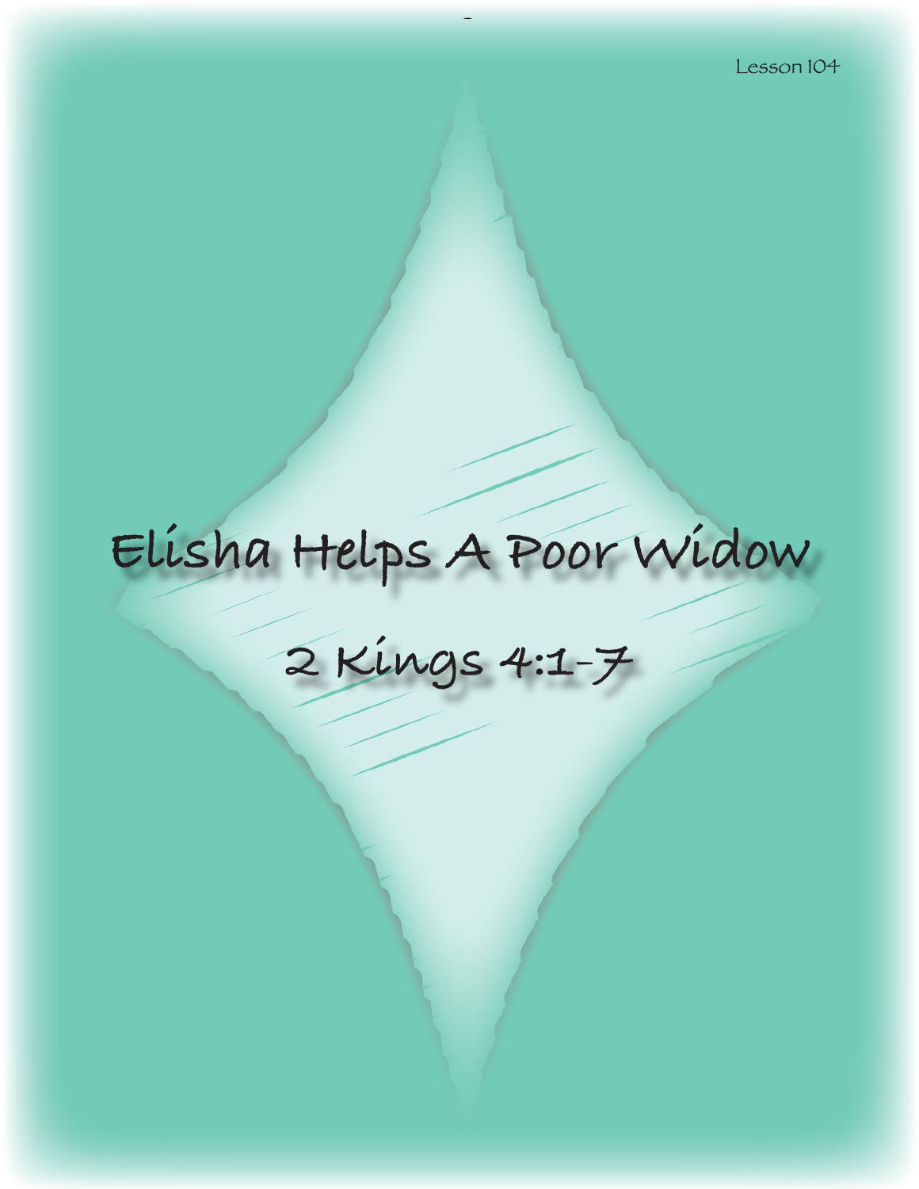Lesson 104

# Elisha Helps A Poor Widow

## 2 Kings 4:1-7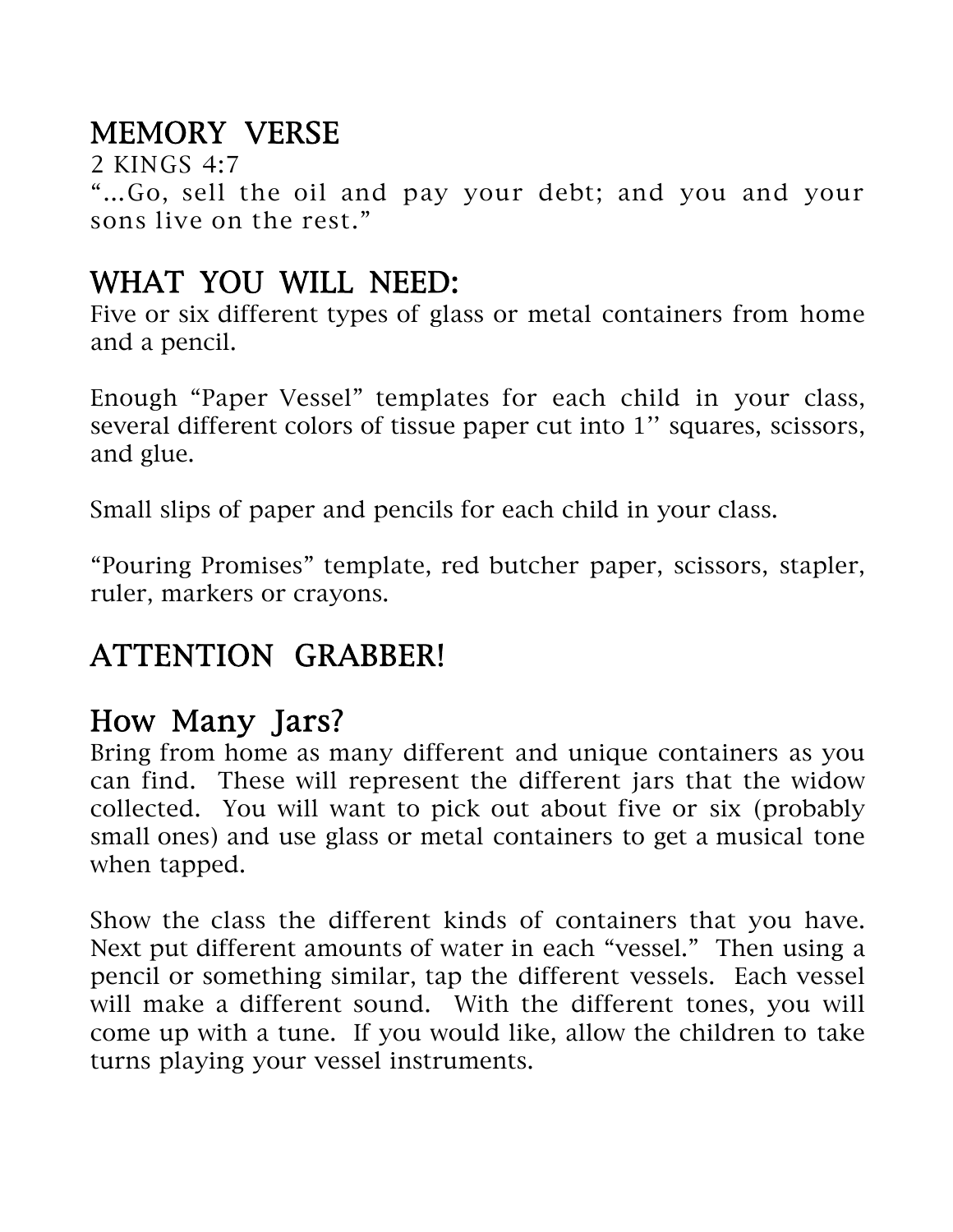## MEMORY VERSE

2 KINGS 4:7

"...Go, sell the oil and pay your debt; and you and your sons live on the rest."

## WHAT YOU WILL NEED:

Five or six different types of glass or metal containers from home and a pencil.

Enough "Paper Vessel" templates for each child in your class, several different colors of tissue paper cut into 1'' squares, scissors, and glue.

Small slips of paper and pencils for each child in your class.

"Pouring Promises" template, red butcher paper, scissors, stapler, ruler, markers or crayons.

## ATTENTION GRABBER!

## How Many Jars?

Bring from home as many different and unique containers as you can find. These will represent the different jars that the widow collected. You will want to pick out about five or six (probably small ones) and use glass or metal containers to get a musical tone when tapped.

Show the class the different kinds of containers that you have. Next put different amounts of water in each "vessel." Then using a pencil or something similar, tap the different vessels. Each vessel will make a different sound. With the different tones, you will come up with a tune. If you would like, allow the children to take turns playing your vessel instruments.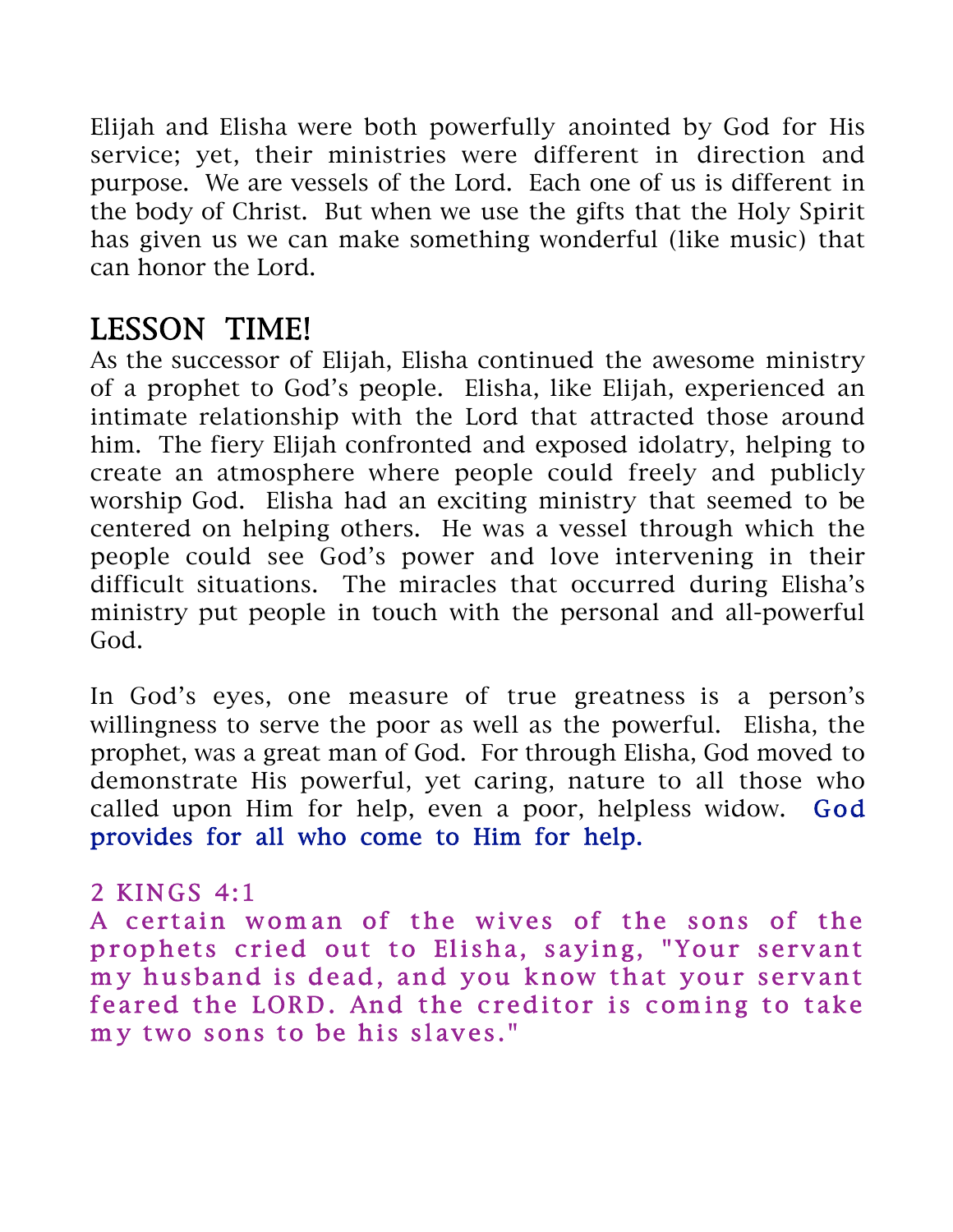Elijah and Elisha were both powerfully anointed by God for His service; yet, their ministries were different in direction and purpose. We are vessels of the Lord. Each one of us is different in the body of Christ. But when we use the gifts that the Holy Spirit has given us we can make something wonderful (like music) that can honor the Lord.

## LESSON TIME!

As the successor of Elijah, Elisha continued the awesome ministry of a prophet to God's people. Elisha, like Elijah, experienced an intimate relationship with the Lord that attracted those around him. The fiery Elijah confronted and exposed idolatry, helping to create an atmosphere where people could freely and publicly worship God. Elisha had an exciting ministry that seemed to be centered on helping others. He was a vessel through which the people could see God's power and love intervening in their difficult situations. The miracles that occurred during Elisha's ministry put people in touch with the personal and all-powerful God.

In God's eyes, one measure of true greatness is a person's willingness to serve the poor as well as the powerful. Elisha, the prophet, was a great man of God. For through Elisha, God moved to demonstrate His powerful, yet caring, nature to all those who called upon Him for help, even a poor, helpless widow. God provides for all who come to Him for help.

2 KINGS 4:1

A certain woman of the wives of the sons of the prophets cried out to Elisha, saying, "Your servant my husband is dead, and you know that your servant feared the LORD. And the creditor is coming to take my two sons to be his slaves."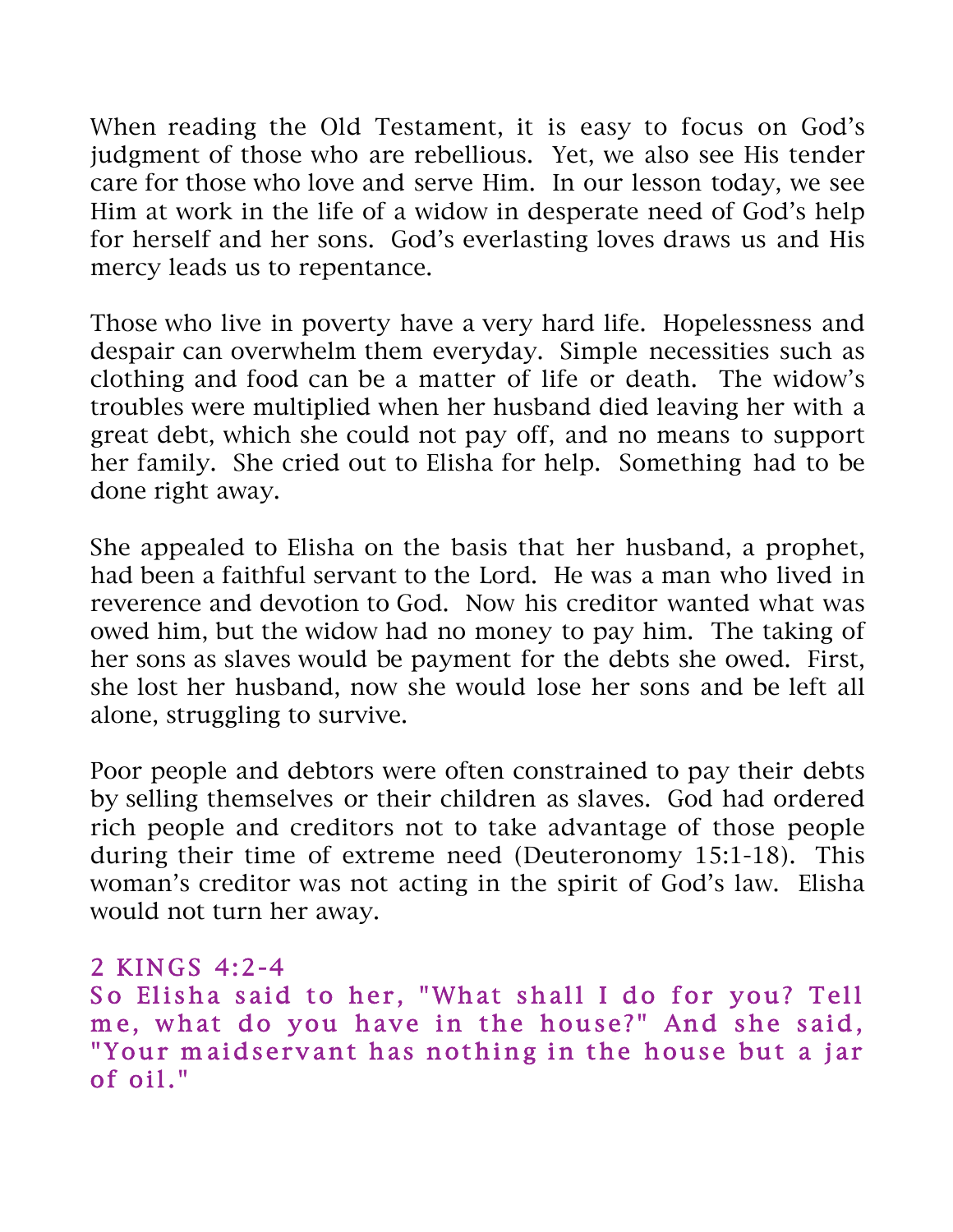When reading the Old Testament, it is easy to focus on God's judgment of those who are rebellious. Yet, we also see His tender care for those who love and serve Him. In our lesson today, we see Him at work in the life of a widow in desperate need of God's help for herself and her sons. God's everlasting loves draws us and His mercy leads us to repentance.

Those who live in poverty have a very hard life. Hopelessness and despair can overwhelm them everyday. Simple necessities such as clothing and food can be a matter of life or death. The widow's troubles were multiplied when her husband died leaving her with a great debt, which she could not pay off, and no means to support her family. She cried out to Elisha for help. Something had to be done right away.

She appealed to Elisha on the basis that her husband, a prophet, had been a faithful servant to the Lord. He was a man who lived in reverence and devotion to God. Now his creditor wanted what was owed him, but the widow had no money to pay him. The taking of her sons as slaves would be payment for the debts she owed. First, she lost her husband, now she would lose her sons and be left all alone, struggling to survive.

Poor people and debtors were often constrained to pay their debts by selling themselves or their children as slaves. God had ordered rich people and creditors not to take advantage of those people during their time of extreme need (Deuteronomy 15:1-18). This woman's creditor was not acting in the spirit of God's law. Elisha would not turn her away.

2 KINGS 4:2-4
So Elisha said to her, "What shall I do for you? Tell me, what do you have in the house?" And she said, "Your maidservant has nothing in the house but a jar of oil."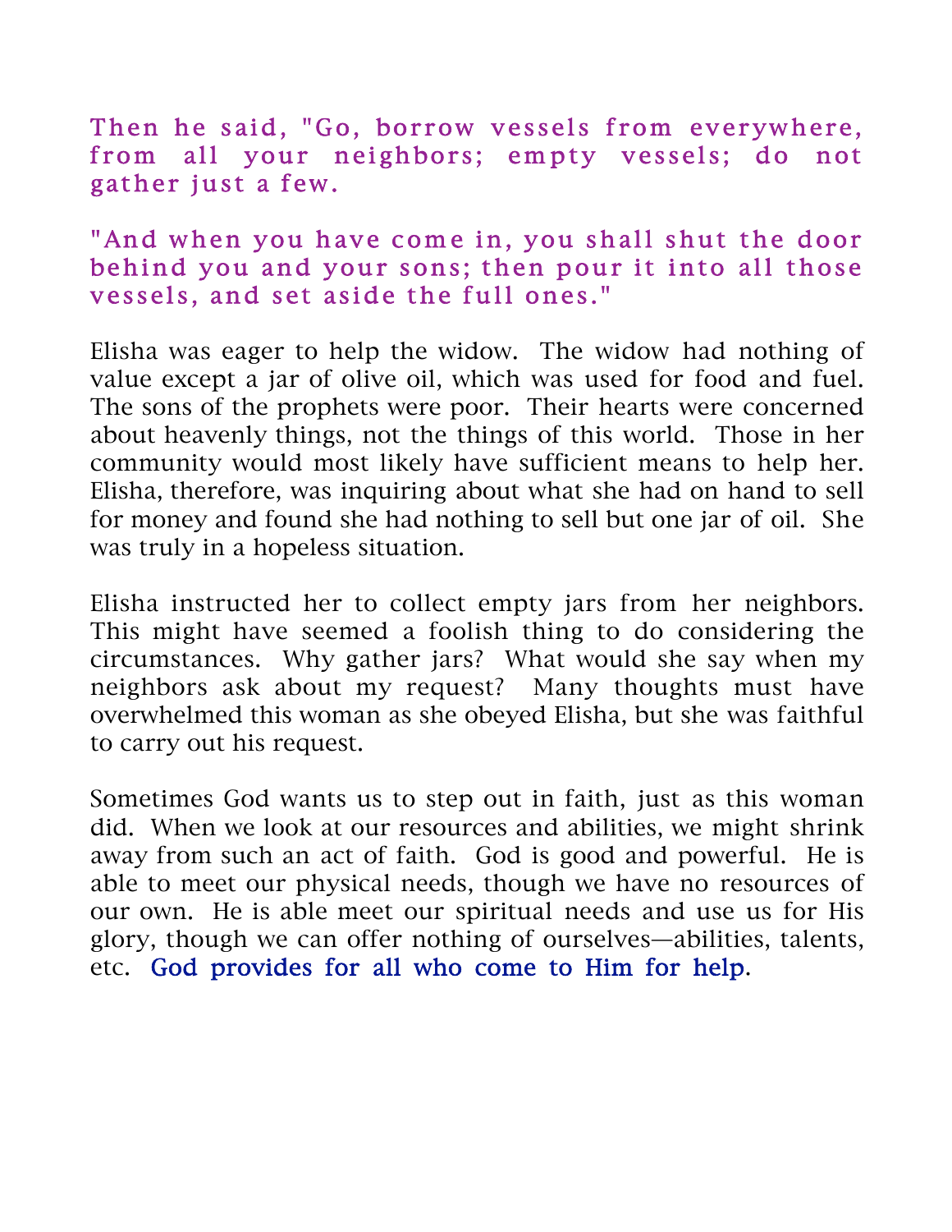Then he said, "Go, borrow vessels from everywhere, from all your neighbors; empty vessels; do not gather just a few.

"And when you have come in, you shall shut the door behind you and your sons; then pour it into all those vessels, and set aside the full ones."

Elisha was eager to help the widow. The widow had nothing of value except a jar of olive oil, which was used for food and fuel. The sons of the prophets were poor. Their hearts were concerned about heavenly things, not the things of this world. Those in her community would most likely have sufficient means to help her. Elisha, therefore, was inquiring about what she had on hand to sell for money and found she had nothing to sell but one jar of oil. She was truly in a hopeless situation.

Elisha instructed her to collect empty jars from her neighbors. This might have seemed a foolish thing to do considering the circumstances. Why gather jars? What would she say when my neighbors ask about my request? Many thoughts must have overwhelmed this woman as she obeyed Elisha, but she was faithful to carry out his request.

Sometimes God wants us to step out in faith, just as this woman did. When we look at our resources and abilities, we might shrink away from such an act of faith. God is good and powerful. He is able to meet our physical needs, though we have no resources of our own. He is able meet our spiritual needs and use us for His glory, though we can offer nothing of ourselves—abilities, talents, etc. God provides for all who come to Him for help.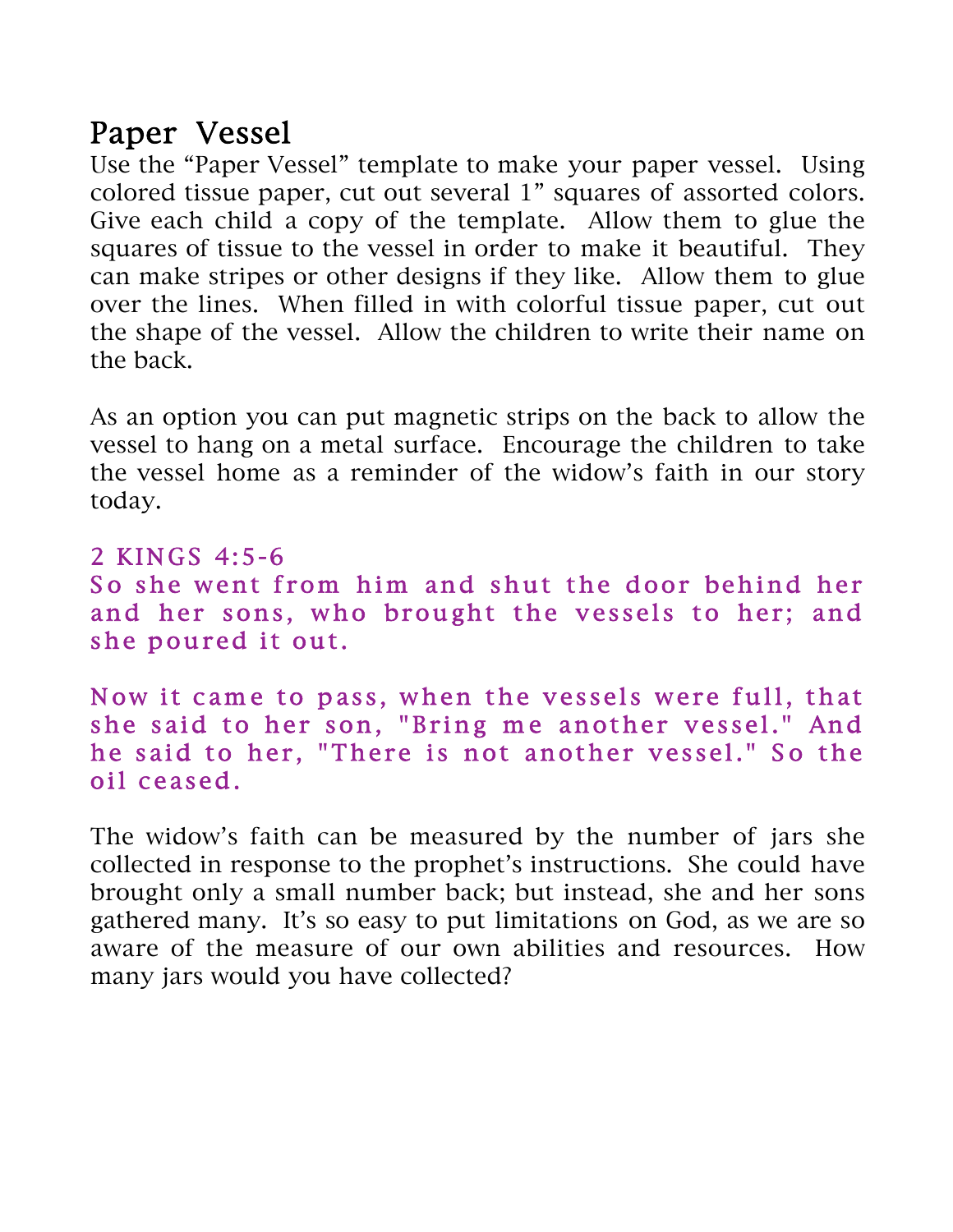## Paper Vessel

Use the “Paper Vessel” template to make your paper vessel. Using colored tissue paper, cut out several 1” squares of assorted colors. Give each child a copy of the template. Allow them to glue the squares of tissue to the vessel in order to make it beautiful. They can make stripes or other designs if they like. Allow them to glue over the lines. When filled in with colorful tissue paper, cut out the shape of the vessel. Allow the children to write their name on the back.

As an option you can put magnetic strips on the back to allow the vessel to hang on a metal surface. Encourage the children to take the vessel home as a reminder of the widow’s faith in our story today.

2 KINGS 4:5-6
So she went from him and shut the door behind her and her sons, who brought the vessels to her; and she poured it out.

Now it came to pass, when the vessels were full, that she said to her son, "Bring me another vessel." And he said to her, "There is not another vessel." So the oil ceased.

The widow’s faith can be measured by the number of jars she collected in response to the prophet’s instructions. She could have brought only a small number back; but instead, she and her sons gathered many. It’s so easy to put limitations on God, as we are so aware of the measure of our own abilities and resources. How many jars would you have collected?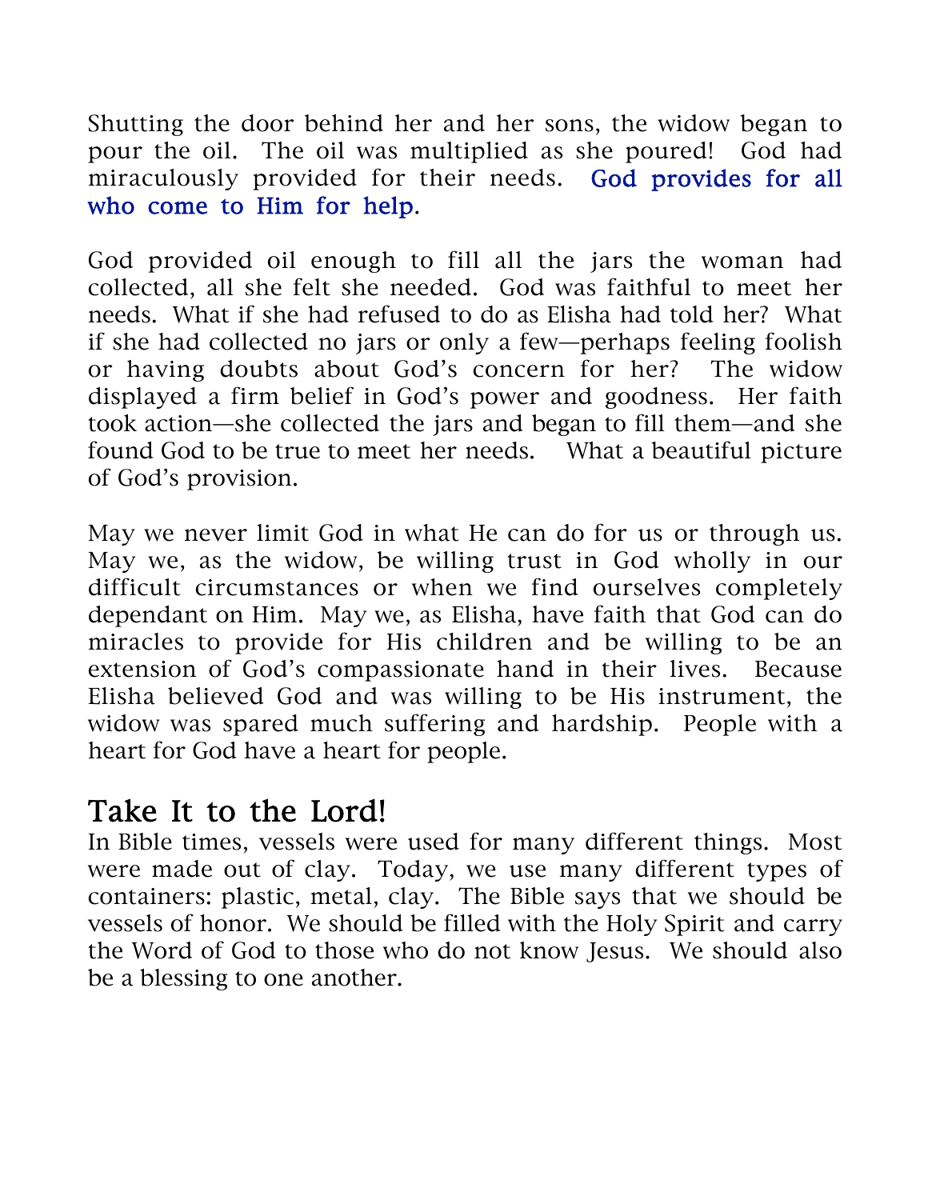Shutting the door behind her and her sons, the widow began to pour the oil. The oil was multiplied as she poured! God had miraculously provided for their needs. **God provides for all who come to Him for help**.

God provided oil enough to fill all the jars the woman had collected, all she felt she needed. God was faithful to meet her needs. What if she had refused to do as Elisha had told her? What if she had collected no jars or only a few—perhaps feeling foolish or having doubts about God's concern for her? The widow displayed a firm belief in God's power and goodness. Her faith took action—she collected the jars and began to fill them—and she found God to be true to meet her needs. What a beautiful picture of God's provision.

May we never limit God in what He can do for us or through us. May we, as the widow, be willing trust in God wholly in our difficult circumstances or when we find ourselves completely dependant on Him. May we, as Elisha, have faith that God can do miracles to provide for His children and be willing to be an extension of God's compassionate hand in their lives. Because Elisha believed God and was willing to be His instrument, the widow was spared much suffering and hardship. People with a heart for God have a heart for people.

## Take It to the Lord!

In Bible times, vessels were used for many different things. Most were made out of clay. Today, we use many different types of containers: plastic, metal, clay. The Bible says that we should be vessels of honor. We should be filled with the Holy Spirit and carry the Word of God to those who do not know Jesus. We should also be a blessing to one another.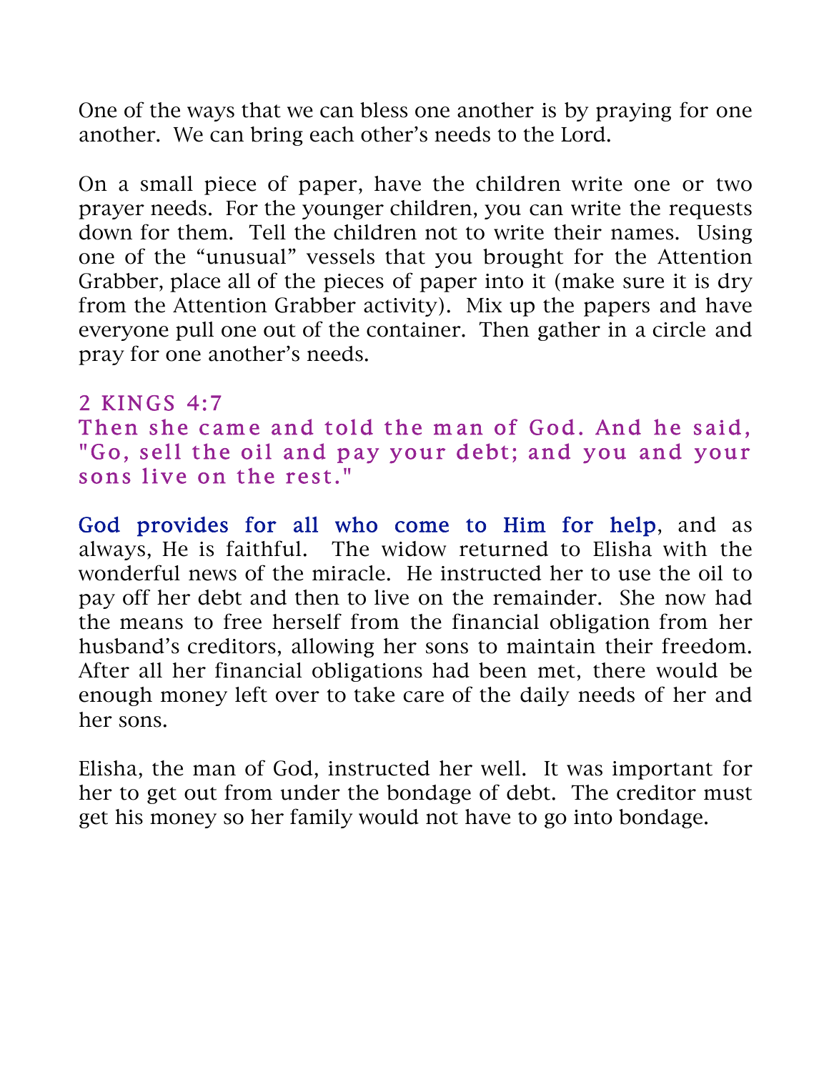One of the ways that we can bless one another is by praying for one another. We can bring each other's needs to the Lord.

On a small piece of paper, have the children write one or two prayer needs. For the younger children, you can write the requests down for them. Tell the children not to write their names. Using one of the "unusual" vessels that you brought for the Attention Grabber, place all of the pieces of paper into it (make sure it is dry from the Attention Grabber activity). Mix up the papers and have everyone pull one out of the container. Then gather in a circle and pray for one another's needs.

### 2 KINGS 4:7

**Then she came and told the man of God. And he said, "Go, sell the oil and pay your debt; and you and your sons live on the rest."**

**God provides for all who come to Him for help**, and as always, He is faithful. The widow returned to Elisha with the wonderful news of the miracle. He instructed her to use the oil to pay off her debt and then to live on the remainder. She now had the means to free herself from the financial obligation from her husband's creditors, allowing her sons to maintain their freedom. After all her financial obligations had been met, there would be enough money left over to take care of the daily needs of her and her sons.

Elisha, the man of God, instructed her well. It was important for her to get out from under the bondage of debt. The creditor must get his money so her family would not have to go into bondage.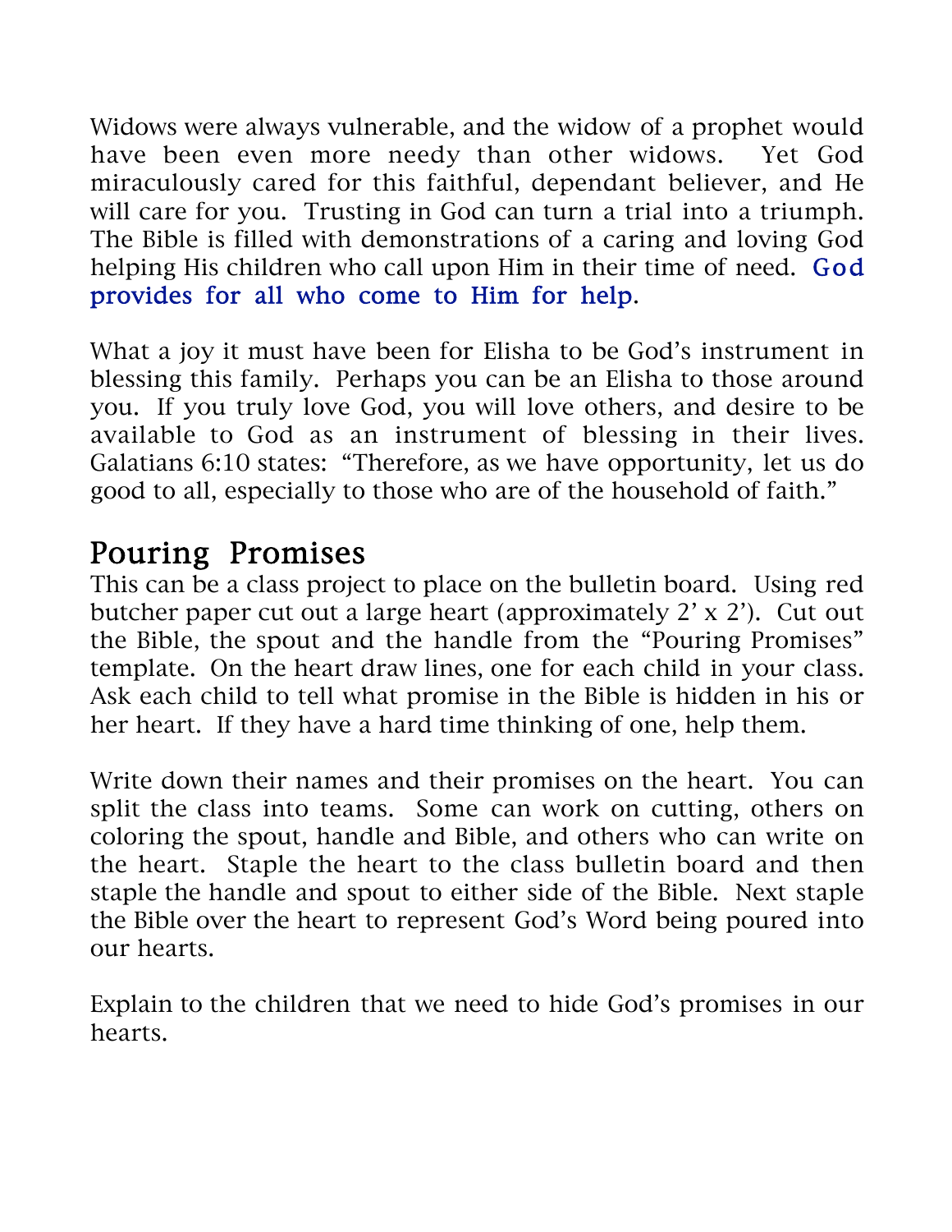Widows were always vulnerable, and the widow of a prophet would have been even more needy than other widows. Yet God miraculously cared for this faithful, dependant believer, and He will care for you. Trusting in God can turn a trial into a triumph. The Bible is filled with demonstrations of a caring and loving God helping His children who call upon Him in their time of need. God provides for all who come to Him for help.

What a joy it must have been for Elisha to be God's instrument in blessing this family. Perhaps you can be an Elisha to those around you. If you truly love God, you will love others, and desire to be available to God as an instrument of blessing in their lives. Galatians 6:10 states: "Therefore, as we have opportunity, let us do good to all, especially to those who are of the household of faith."

## Pouring Promises

This can be a class project to place on the bulletin board. Using red butcher paper cut out a large heart (approximately 2' x 2'). Cut out the Bible, the spout and the handle from the "Pouring Promises" template. On the heart draw lines, one for each child in your class. Ask each child to tell what promise in the Bible is hidden in his or her heart. If they have a hard time thinking of one, help them.

Write down their names and their promises on the heart. You can split the class into teams. Some can work on cutting, others on coloring the spout, handle and Bible, and others who can write on the heart. Staple the heart to the class bulletin board and then staple the handle and spout to either side of the Bible. Next staple the Bible over the heart to represent God's Word being poured into our hearts.

Explain to the children that we need to hide God's promises in our hearts.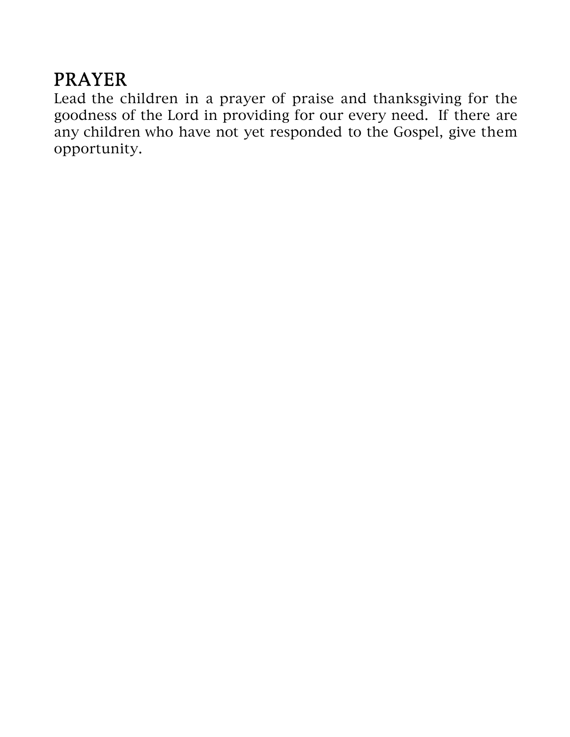## PRAYER

Lead the children in a prayer of praise and thanksgiving for the goodness of the Lord in providing for our every need. If there are any children who have not yet responded to the Gospel, give them opportunity.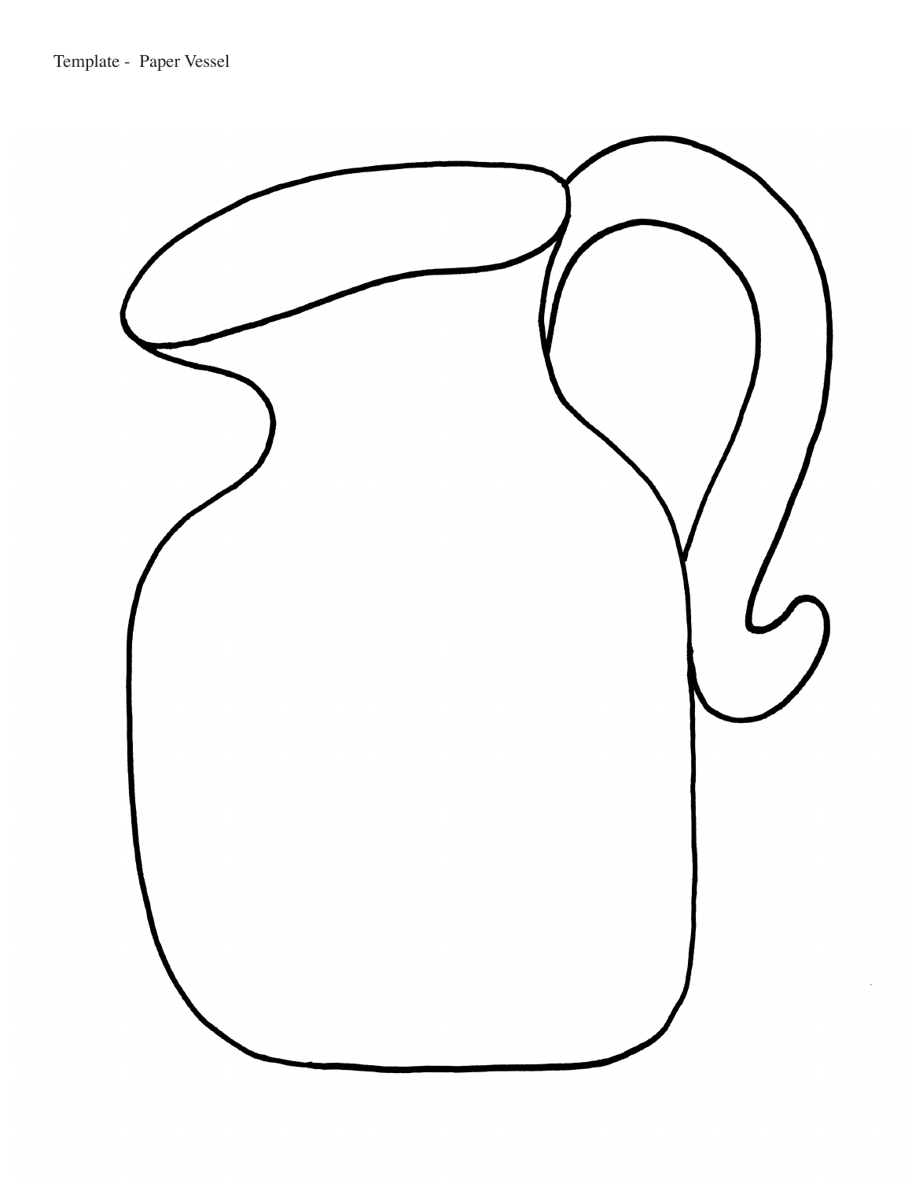Template - Paper Vessel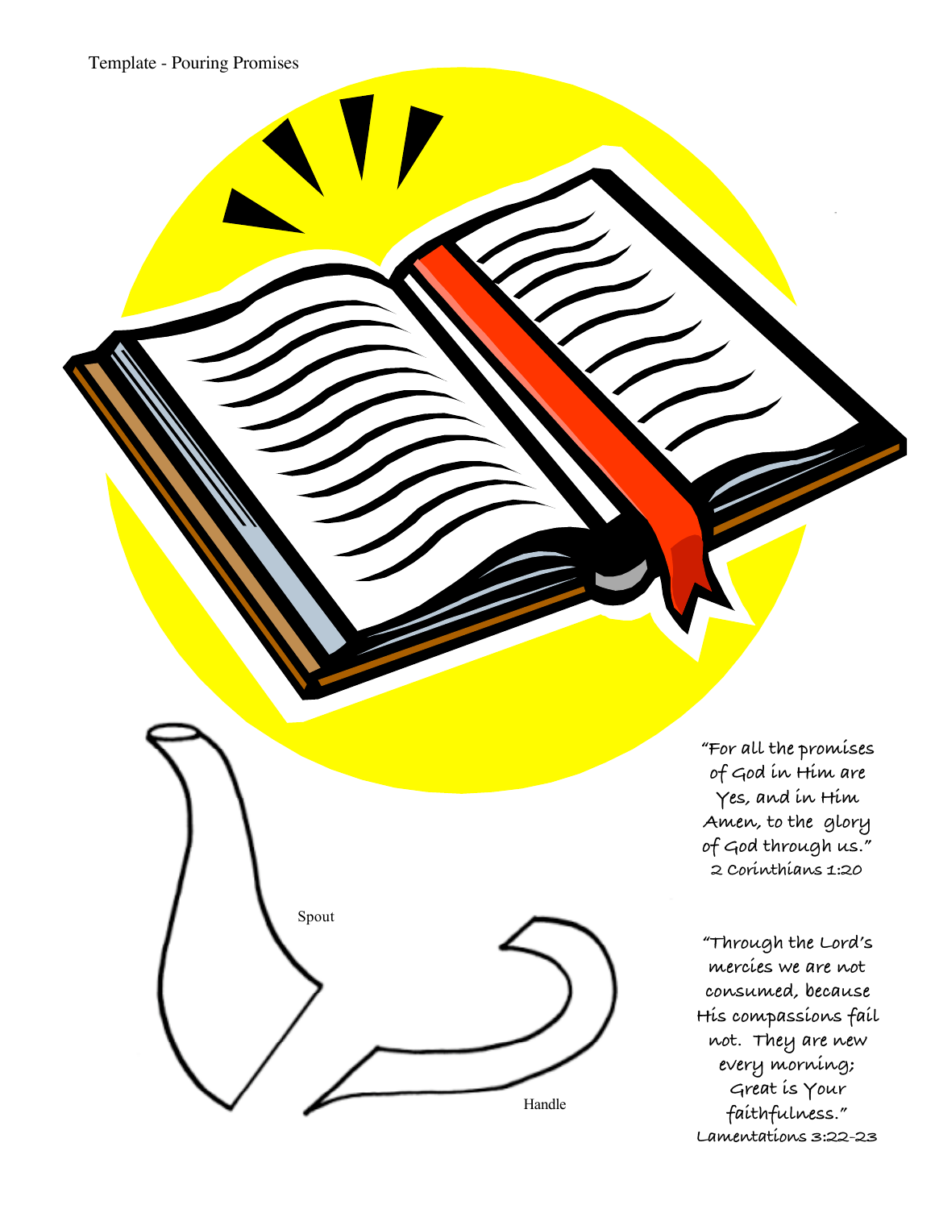Template - Pouring Promises

Spout

Handle

"For all the promises of God in Him are Yes, and in Him Amen, to the glory of God through us."
2 Corinthians 1:20

"Through the Lord's mercies we are not consumed, because His compassions fail not. They are new every morning; Great is Your faithfulness."
Lamentations 3:22-23